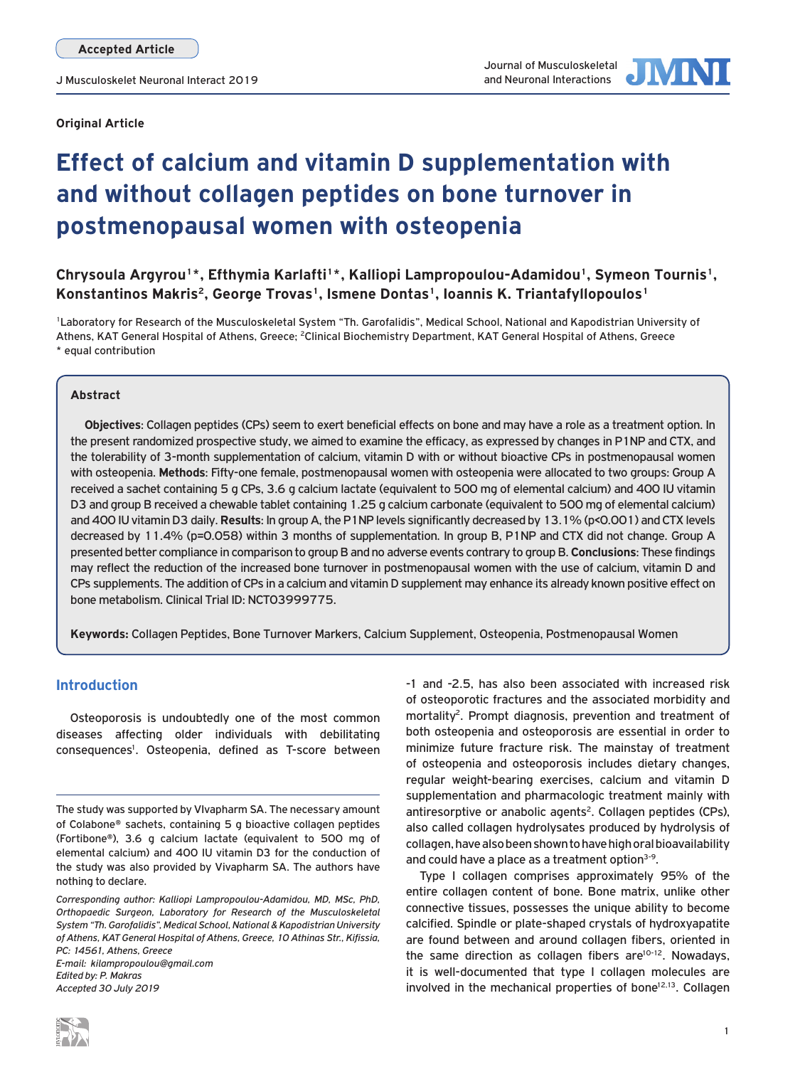Accepted Article

Original Article

# Effect of calcium and vitamin D supplementation with and without collagen peptides on bone turnover in postmenopausal women with osteopenia

**Chrysoula Argyrou[1]*, Efthymia Karlafti[1]*, Kalliopi Lampropoulou-Adamidou[1], Symeon Tournis[1], Konstantinos Makris[2], George Trovas[1], Ismene Dontas[1], Ioannis K. Triantafyllopoulos[1]**

[1]Laboratory for Research of the Musculoskeletal System "Th. Garofalidis", Medical School, National and Kapodistrian University of Athens, KAT General Hospital of Athens, Greece; [2]Clinical Biochemistry Department, KAT General Hospital of Athens, Greece
* equal contribution

## Abstract

**Objectives**: Collagen peptides (CPs) seem to exert beneficial effects on bone and may have a role as a treatment option. In the present randomized prospective study, we aimed to examine the efficacy, as expressed by changes in P1NP and CTX, and the tolerability of 3-month supplementation of calcium, vitamin D with or without bioactive CPs in postmenopausal women with osteopenia. **Methods**: Fifty-one female, postmenopausal women with osteopenia were allocated to two groups: Group A received a sachet containing 5 g CPs, 3.6 g calcium lactate (equivalent to 500 mg of elemental calcium) and 400 IU vitamin D3 and group B received a chewable tablet containing 1.25 g calcium carbonate (equivalent to 500 mg of elemental calcium) and 400 IU vitamin D3 daily. **Results**: In group A, the P1NP levels significantly decreased by 13.1% ($p<0.001$) and CTX levels decreased by 11.4% ($p=0.058$) within 3 months of supplementation. In group B, P1NP and CTX did not change. Group A presented better compliance in comparison to group B and no adverse events contrary to group B. **Conclusions**: These findings may reflect the reduction of the increased bone turnover in postmenopausal women with the use of calcium, vitamin D and CPs supplements. The addition of CPs in a calcium and vitamin D supplement may enhance its already known positive effect on bone metabolism. Clinical Trial ID: NCT03999775.

**Keywords:** Collagen Peptides, Bone Turnover Markers, Calcium Supplement, Osteopenia, Postmenopausal Women

## Introduction

Osteoporosis is undoubtedly one of the most common diseases affecting older individuals with debilitating consequences[1]. Osteopenia, defined as T-score between -1 and -2.5, has also been associated with increased risk of osteoporotic fractures and the associated morbidity and mortality[2]. Prompt diagnosis, prevention and treatment of both osteopenia and osteoporosis are essential in order to minimize future fracture risk. The mainstay of treatment of osteopenia and osteoporosis includes dietary changes, regular weight-bearing exercises, calcium and vitamin D supplementation and pharmacologic treatment mainly with antiresorptive or anabolic agents[2]. Collagen peptides (CPs), also called collagen hydrolysates produced by hydrolysis of collagen, have also been shown to have high oral bioavailability and could have a place as a treatment option[3-9].

Type I collagen comprises approximately 95% of the entire collagen content of bone. Bone matrix, unlike other connective tissues, possesses the unique ability to become calcified. Spindle or plate-shaped crystals of hydroxyapatite are found between and around collagen fibers, oriented in the same direction as collagen fibers are[10-12]. Nowadays, it is well-documented that type I collagen molecules are involved in the mechanical properties of bone[12,13]. Collagen

---

The study was supported by VIvapharm SA. The necessary amount of Colabone® sachets, containing 5 g bioactive collagen peptides (Fortibone®), 3.6 g calcium lactate (equivalent to 500 mg of elemental calcium) and 400 IU vitamin D3 for the conduction of the study was also provided by Vivapharm SA. The authors have nothing to declare.

*Corresponding author: Kalliopi Lampropoulou-Adamidou, MD, MSc, PhD, Orthopaedic Surgeon, Laboratory for Research of the Musculoskeletal System "Th. Garofalidis", Medical School, National & Kapodistrian University of Athens, KAT General Hospital of Athens, Greece, 10 Athinas Str., Kifissia, PC: 14561, Athens, Greece*
*E-mail: kilampropoulou@gmail.com*
*Edited by: P. Makras*
*Accepted 30 July 2019*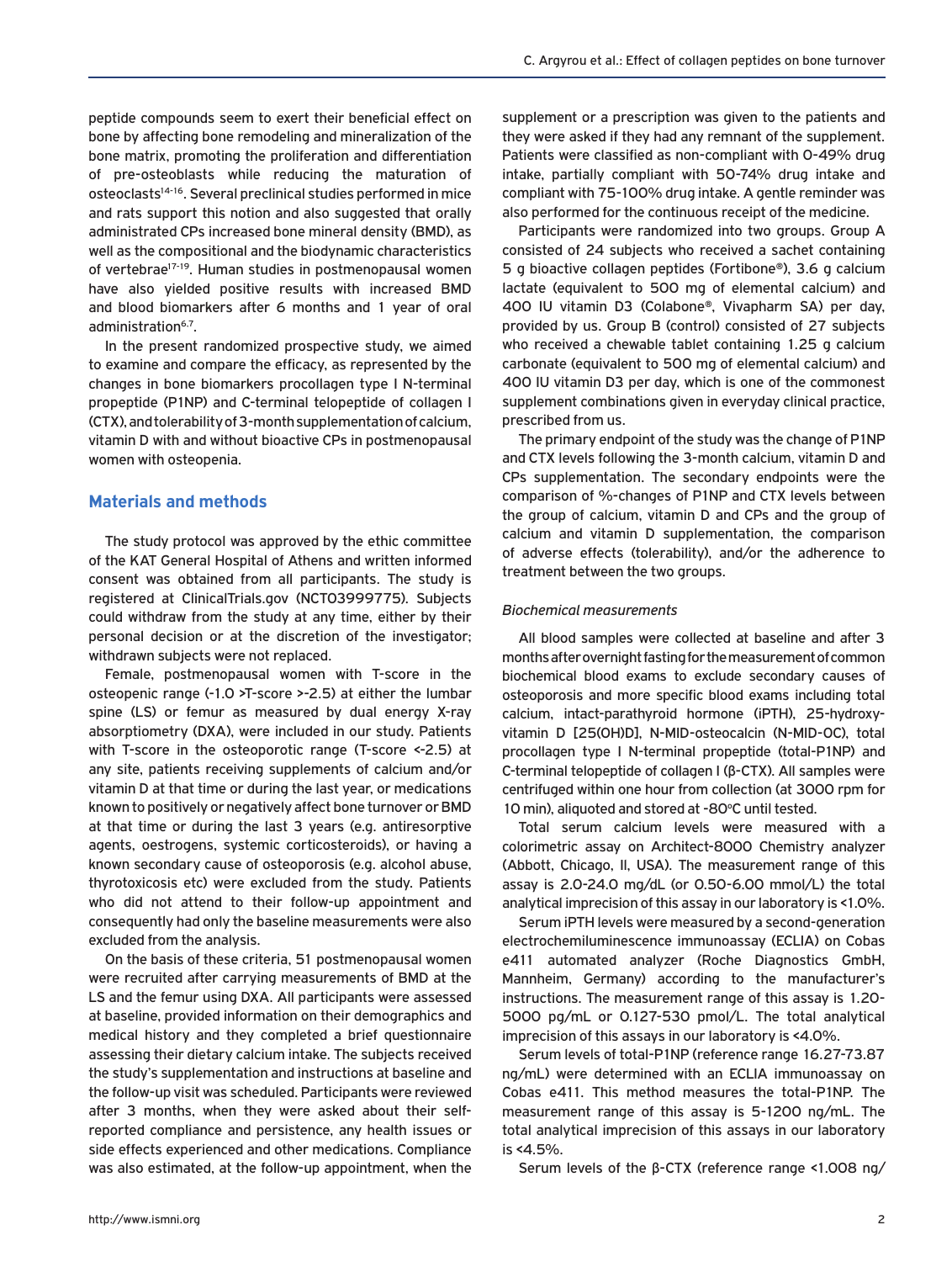peptide compounds seem to exert their beneficial effect on bone by affecting bone remodeling and mineralization of the bone matrix, promoting the proliferation and differentiation of pre-osteoblasts while reducing the maturation of osteoclasts[14-16]. Several preclinical studies performed in mice and rats support this notion and also suggested that orally administrated CPs increased bone mineral density (BMD), as well as the compositional and the biodynamic characteristics of vertebrae[17-19]. Human studies in postmenopausal women have also yielded positive results with increased BMD and blood biomarkers after 6 months and 1 year of oral administration[6,7].

In the present randomized prospective study, we aimed to examine and compare the efficacy, as represented by the changes in bone biomarkers procollagen type I N-terminal propeptide (P1NP) and C-terminal telopeptide of collagen I (CTX), and tolerability of 3-month supplementation of calcium, vitamin D with and without bioactive CPs in postmenopausal women with osteopenia.

## Materials and methods

The study protocol was approved by the ethic committee of the KAT General Hospital of Athens and written informed consent was obtained from all participants. The study is registered at ClinicalTrials.gov (NCT03999775). Subjects could withdraw from the study at any time, either by their personal decision or at the discretion of the investigator; withdrawn subjects were not replaced.

Female, postmenopausal women with T-score in the osteopenic range (-1.0 >T-score >-2.5) at either the lumbar spine (LS) or femur as measured by dual energy X-ray absorptiometry (DXA), were included in our study. Patients with T-score in the osteoporotic range (T-score <-2.5) at any site, patients receiving supplements of calcium and/or vitamin D at that time or during the last year, or medications known to positively or negatively affect bone turnover or BMD at that time or during the last 3 years (e.g. antiresorptive agents, oestrogens, systemic corticosteroids), or having a known secondary cause of osteoporosis (e.g. alcohol abuse, thyrotoxicosis etc) were excluded from the study. Patients who did not attend to their follow-up appointment and consequently had only the baseline measurements were also excluded from the analysis.

On the basis of these criteria, 51 postmenopausal women were recruited after carrying measurements of BMD at the LS and the femur using DXA. All participants were assessed at baseline, provided information on their demographics and medical history and they completed a brief questionnaire assessing their dietary calcium intake. The subjects received the study's supplementation and instructions at baseline and the follow-up visit was scheduled. Participants were reviewed after 3 months, when they were asked about their self-reported compliance and persistence, any health issues or side effects experienced and other medications. Compliance was also estimated, at the follow-up appointment, when the supplement or a prescription was given to the patients and they were asked if they had any remnant of the supplement. Patients were classified as non-compliant with 0-49% drug intake, partially compliant with 50-74% drug intake and compliant with 75-100% drug intake. A gentle reminder was also performed for the continuous receipt of the medicine.

Participants were randomized into two groups. Group A consisted of 24 subjects who received a sachet containing 5 g bioactive collagen peptides (Fortibone®), 3.6 g calcium lactate (equivalent to 500 mg of elemental calcium) and 400 IU vitamin D3 (Colabone®, Vivapharm SA) per day, provided by us. Group B (control) consisted of 27 subjects who received a chewable tablet containing 1.25 g calcium carbonate (equivalent to 500 mg of elemental calcium) and 400 IU vitamin D3 per day, which is one of the commonest supplement combinations given in everyday clinical practice, prescribed from us.

The primary endpoint of the study was the change of P1NP and CTX levels following the 3-month calcium, vitamin D and CPs supplementation. The secondary endpoints were the comparison of %-changes of P1NP and CTX levels between the group of calcium, vitamin D and CPs and the group of calcium and vitamin D supplementation, the comparison of adverse effects (tolerability), and/or the adherence to treatment between the two groups.

### *Biochemical measurements*

All blood samples were collected at baseline and after 3 months after overnight fasting for the measurement of common biochemical blood exams to exclude secondary causes of osteoporosis and more specific blood exams including total calcium, intact-parathyroid hormone (iPTH), 25-hydroxy-vitamin D [25(OH)D], N-MID-osteocalcin (N-MID-OC), total procollagen type I N-terminal propeptide (total-P1NP) and C-terminal telopeptide of collagen I (β-CTX). All samples were centrifuged within one hour from collection (at 3000 rpm for 10 min), aliquoted and stored at -80°C until tested.

Total serum calcium levels were measured with a colorimetric assay on Architect-8000 Chemistry analyzer (Abbott, Chicago, Il, USA). The measurement range of this assay is 2.0-24.0 mg/dL (or 0.50-6.00 mmol/L) the total analytical imprecision of this assay in our laboratory is <1.0%.

Serum iPTH levels were measured by a second-generation electrochemiluminescence immunoassay (ECLIA) on Cobas e411 automated analyzer (Roche Diagnostics GmbH, Mannheim, Germany) according to the manufacturer's instructions. The measurement range of this assay is 1.20-5000 pg/mL or 0.127-530 pmol/L. The total analytical imprecision of this assays in our laboratory is <4.0%.

Serum levels of total-P1NP (reference range 16.27-73.87 ng/mL) were determined with an ECLIA immunoassay on Cobas e411. This method measures the total-P1NP. The measurement range of this assay is 5-1200 ng/mL. The total analytical imprecision of this assays in our laboratory is <4.5%.

Serum levels of the β-CTX (reference range <1.008 ng/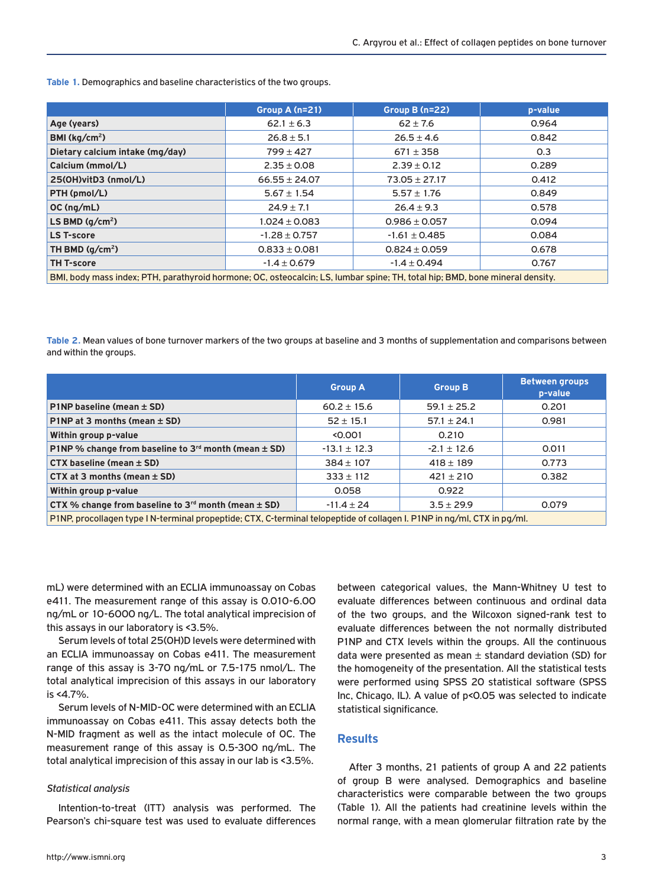**Table 1.** Demographics and baseline characteristics of the two groups.

| | Group A (n=21) | Group B (n=22) | p-value |
|---|---|---|---|
| Age (years) | 62.1 ± 6.3 | 62 ± 7.6 | 0.964 |
| BMI (kg/cm$^2$) | 26.8 ± 5.1 | 26.5 ± 4.6 | 0.842 |
| Dietary calcium intake (mg/day) | 799 ± 427 | 671 ± 358 | 0.3 |
| Calcium (mmol/L) | 2.35 ± 0.08 | 2.39 ± 0.12 | 0.289 |
| 25(OH)vitD3 (nmol/L) | 66.55 ± 24.07 | 73.05 ± 27.17 | 0.412 |
| PTH (pmol/L) | 5.67 ± 1.54 | 5.57 ± 1.76 | 0.849 |
| OC (ng/mL) | 24.9 ± 7.1 | 26.4 ± 9.3 | 0.578 |
| LS BMD (g/cm$^2$) | 1.024 ± 0.083 | 0.986 ± 0.057 | 0.094 |
| LS T-score | -1.28 ± 0.757 | -1.61 ± 0.485 | 0.084 |
| TH BMD (g/cm$^2$) | 0.833 ± 0.081 | 0.824 ± 0.059 | 0.678 |
| TH T-score | -1.4 ± 0.679 | -1.4 ± 0.494 | 0.767 |

BMI, body mass index; PTH, parathyroid hormone; OC, osteocalcin; LS, lumbar spine; TH, total hip; BMD, bone mineral density.

**Table 2.** Mean values of bone turnover markers of the two groups at baseline and 3 months of supplementation and comparisons between and within the groups.

| | Group A | Group B | Between groups p-value |
|---|---|---|---|
| P1NP baseline (mean ± SD) | 60.2 ± 15.6 | 59.1 ± 25.2 | 0.201 |
| P1NP at 3 months (mean ± SD) | 52 ± 15.1 | 57.1 ± 24.1 | 0.981 |
| Within group p-value | <0.001 | 0.210 | |
| P1NP % change from baseline to 3$^{rd}$ month (mean ± SD) | -13.1 ± 12.3 | -2.1 ± 12.6 | 0.011 |
| CTX baseline (mean ± SD) | 384 ± 107 | 418 ± 189 | 0.773 |
| CTX at 3 months (mean ± SD) | 333 ± 112 | 421 ± 210 | 0.382 |
| Within group p-value | 0.058 | 0.922 | |
| CTX % change from baseline to 3$^{rd}$ month (mean ± SD) | -11.4 ± 24 | 3.5 ± 29.9 | 0.079 |

P1NP, procollagen type I N-terminal propeptide; CTX, C-terminal telopeptide of collagen I. P1NP in ng/ml, CTX in pg/ml.

mL) were determined with an ECLIA immunoassay on Cobas e411. The measurement range of this assay is 0.010-6.00 ng/mL or 10-6000 ng/L. The total analytical imprecision of this assays in our laboratory is <3.5%.

Serum levels of total 25(OH)D levels were determined with an ECLIA immunoassay on Cobas e411. The measurement range of this assay is 3-70 ng/mL or 7.5-175 nmol/L. The total analytical imprecision of this assays in our laboratory is <4.7%.

Serum levels of N-MID-OC were determined with an ECLIA immunoassay on Cobas e411. This assay detects both the N-MID fragment as well as the intact molecule of OC. The measurement range of this assay is 0.5-300 ng/mL. The total analytical imprecision of this assay in our lab is <3.5%.

*Statistical analysis*

Intention-to-treat (ITT) analysis was performed. The Pearson's chi-square test was used to evaluate differences between categorical values, the Mann-Whitney U test to evaluate differences between continuous and ordinal data of the two groups, and the Wilcoxon signed-rank test to evaluate differences between the not normally distributed P1NP and CTX levels within the groups. All the continuous data were presented as mean ± standard deviation (SD) for the homogeneity of the presentation. All the statistical tests were performed using SPSS 20 statistical software (SPSS Inc, Chicago, IL). A value of $p<0.05$ was selected to indicate statistical significance.

## Results

After 3 months, 21 patients of group A and 22 patients of group B were analysed. Demographics and baseline characteristics were comparable between the two groups (Table 1). All the patients had creatinine levels within the normal range, with a mean glomerular filtration rate by the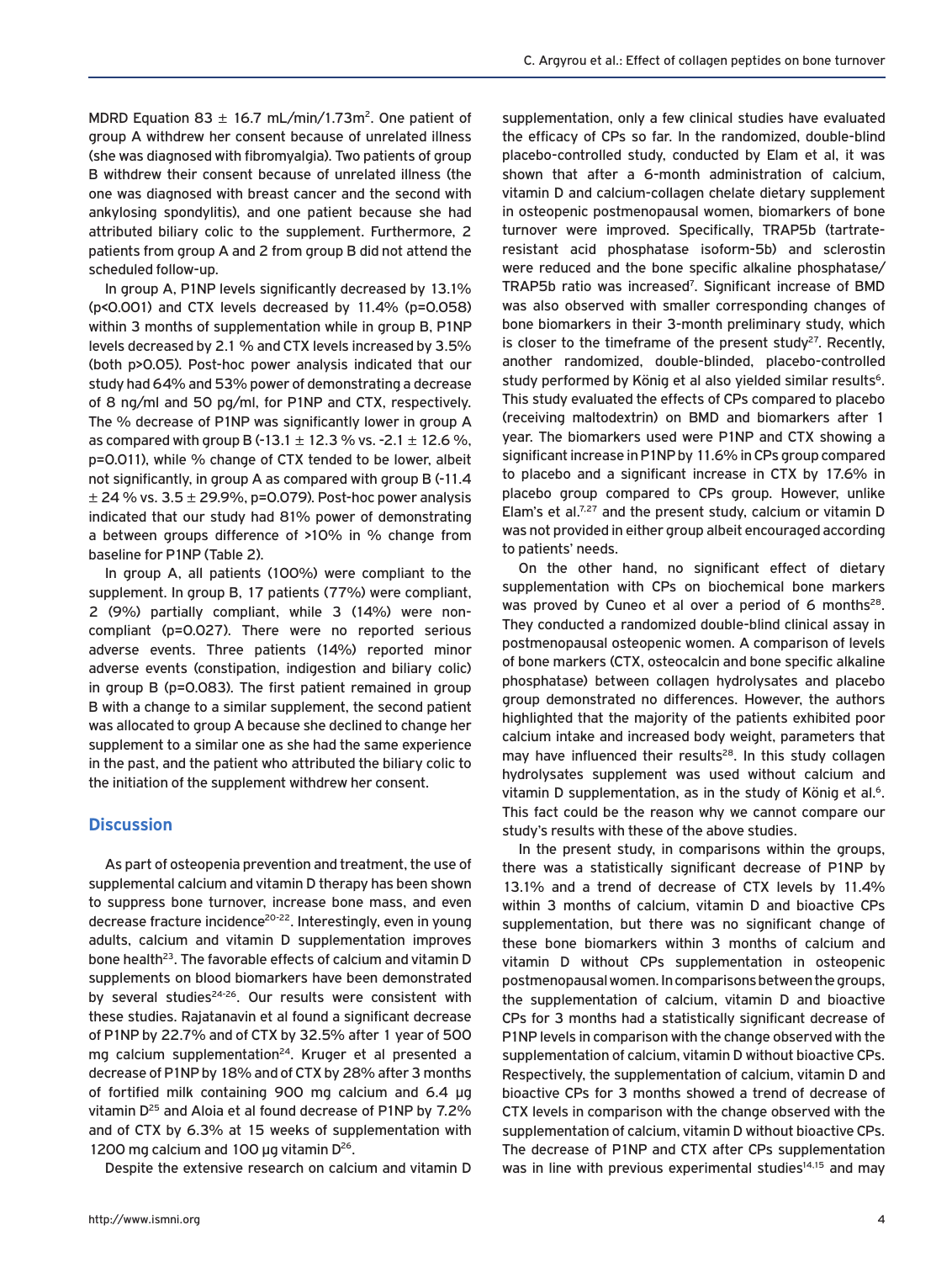MDRD Equation 83 ± 16.7 mL/min/1.73m$^2$. One patient of group A withdrew her consent because of unrelated illness (she was diagnosed with fibromyalgia). Two patients of group B withdrew their consent because of unrelated illness (the one was diagnosed with breast cancer and the second with ankylosing spondylitis), and one patient because she had attributed biliary colic to the supplement. Furthermore, 2 patients from group A and 2 from group B did not attend the scheduled follow-up.

In group A, P1NP levels significantly decreased by 13.1% ($p<0.001$) and CTX levels decreased by 11.4% ($p=0.058$) within 3 months of supplementation while in group B, P1NP levels decreased by 2.1 % and CTX levels increased by 3.5% (both $p>0.05$). Post-hoc power analysis indicated that our study had 64% and 53% power of demonstrating a decrease of 8 ng/ml and 50 pg/ml, for P1NP and CTX, respectively. The % decrease of P1NP was significantly lower in group A as compared with group B (-13.1 ± 12.3 % vs. -2.1 ± 12.6 %, $p=0.011$), while % change of CTX tended to be lower, albeit not significantly, in group A as compared with group B (-11.4 ± 24 % vs. 3.5 ± 29.9%, $p=0.079$). Post-hoc power analysis indicated that our study had 81% power of demonstrating a between groups difference of >10% in % change from baseline for P1NP (Table 2).

In group A, all patients (100%) were compliant to the supplement. In group B, 17 patients (77%) were compliant, 2 (9%) partially compliant, while 3 (14%) were non-compliant ($p=0.027$). There were no reported serious adverse events. Three patients (14%) reported minor adverse events (constipation, indigestion and biliary colic) in group B ($p=0.083$). The first patient remained in group B with a change to a similar supplement, the second patient was allocated to group A because she declined to change her supplement to a similar one as she had the same experience in the past, and the patient who attributed the biliary colic to the initiation of the supplement withdrew her consent.

## Discussion

As part of osteopenia prevention and treatment, the use of supplemental calcium and vitamin D therapy has been shown to suppress bone turnover, increase bone mass, and even decrease fracture incidence[20-22]. Interestingly, even in young adults, calcium and vitamin D supplementation improves bone health[23]. The favorable effects of calcium and vitamin D supplements on blood biomarkers have been demonstrated by several studies[24-26]. Our results were consistent with these studies. Rajatanavin et al found a significant decrease of P1NP by 22.7% and of CTX by 32.5% after 1 year of 500 mg calcium supplementation[24]. Kruger et al presented a decrease of P1NP by 18% and of CTX by 28% after 3 months of fortified milk containing 900 mg calcium and 6.4 μg vitamin D[25] and Aloia et al found decrease of P1NP by 7.2% and of CTX by 6.3% at 15 weeks of supplementation with 1200 mg calcium and 100 μg vitamin D[26].

Despite the extensive research on calcium and vitamin D supplementation, only a few clinical studies have evaluated the efficacy of CPs so far. In the randomized, double-blind placebo-controlled study, conducted by Elam et al, it was shown that after a 6-month administration of calcium, vitamin D and calcium-collagen chelate dietary supplement in osteopenic postmenopausal women, biomarkers of bone turnover were improved. Specifically, TRAP5b (tartrate-resistant acid phosphatase isoform-5b) and sclerostin were reduced and the bone specific alkaline phosphatase/TRAP5b ratio was increased[7]. Significant increase of BMD was also observed with smaller corresponding changes of bone biomarkers in their 3-month preliminary study, which is closer to the timeframe of the present study[27]. Recently, another randomized, double-blinded, placebo-controlled study performed by König et al also yielded similar results[6]. This study evaluated the effects of CPs compared to placebo (receiving maltodextrin) on BMD and biomarkers after 1 year. The biomarkers used were P1NP and CTX showing a significant increase in P1NP by 11.6% in CPs group compared to placebo and a significant increase in CTX by 17.6% in placebo group compared to CPs group. However, unlike Elam's et al.[7,27] and the present study, calcium or vitamin D was not provided in either group albeit encouraged according to patients' needs.

On the other hand, no significant effect of dietary supplementation with CPs on biochemical bone markers was proved by Cuneo et al over a period of 6 months[28]. They conducted a randomized double-blind clinical assay in postmenopausal osteopenic women. A comparison of levels of bone markers (CTX, osteocalcin and bone specific alkaline phosphatase) between collagen hydrolysates and placebo group demonstrated no differences. However, the authors highlighted that the majority of the patients exhibited poor calcium intake and increased body weight, parameters that may have influenced their results[28]. In this study collagen hydrolysates supplement was used without calcium and vitamin D supplementation, as in the study of König et al.[6]. This fact could be the reason why we cannot compare our study's results with these of the above studies.

In the present study, in comparisons within the groups, there was a statistically significant decrease of P1NP by 13.1% and a trend of decrease of CTX levels by 11.4% within 3 months of calcium, vitamin D and bioactive CPs supplementation, but there was no significant change of these bone biomarkers within 3 months of calcium and vitamin D without CPs supplementation in osteopenic postmenopausal women. In comparisons between the groups, the supplementation of calcium, vitamin D and bioactive CPs for 3 months had a statistically significant decrease of P1NP levels in comparison with the change observed with the supplementation of calcium, vitamin D without bioactive CPs. Respectively, the supplementation of calcium, vitamin D and bioactive CPs for 3 months showed a trend of decrease of CTX levels in comparison with the change observed with the supplementation of calcium, vitamin D without bioactive CPs. The decrease of P1NP and CTX after CPs supplementation was in line with previous experimental studies[14,15] and may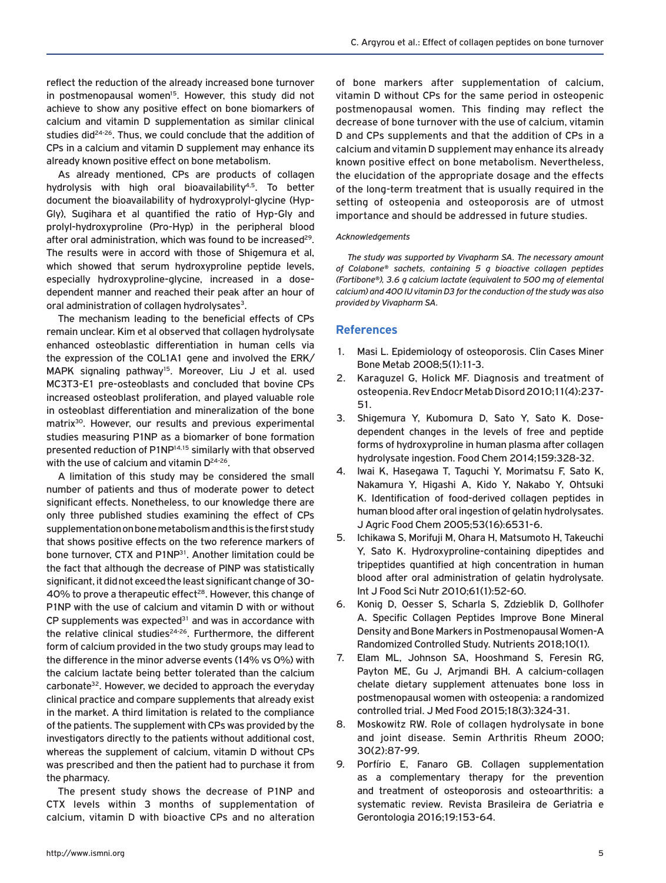reflect the reduction of the already increased bone turnover in postmenopausal women[15]. However, this study did not achieve to show any positive effect on bone biomarkers of calcium and vitamin D supplementation as similar clinical studies did[24-26]. Thus, we could conclude that the addition of CPs in a calcium and vitamin D supplement may enhance its already known positive effect on bone metabolism.

As already mentioned, CPs are products of collagen hydrolysis with high oral bioavailability[4,5]. To better document the bioavailability of hydroxyprolyl-glycine (Hyp-Gly), Sugihara et al quantified the ratio of Hyp-Gly and prolyl-hydroxyproline (Pro-Hyp) in the peripheral blood after oral administration, which was found to be increased[29]. The results were in accord with those of Shigemura et al, which showed that serum hydroxyproline peptide levels, especially hydroxyproline-glycine, increased in a dose-dependent manner and reached their peak after an hour of oral administration of collagen hydrolysates[3].

The mechanism leading to the beneficial effects of CPs remain unclear. Kim et al observed that collagen hydrolysate enhanced osteoblastic differentiation in human cells via the expression of the COL1A1 gene and involved the ERK/MAPK signaling pathway[15]. Moreover, Liu J et al. used MC3T3-E1 pre-osteoblasts and concluded that bovine CPs increased osteoblast proliferation, and played valuable role in osteoblast differentiation and mineralization of the bone matrix[30]. However, our results and previous experimental studies measuring P1NP as a biomarker of bone formation presented reduction of P1NP[14,15] similarly with that observed with the use of calcium and vitamin D[24-26].

A limitation of this study may be considered the small number of patients and thus of moderate power to detect significant effects. Nonetheless, to our knowledge there are only three published studies examining the effect of CPs supplementation on bone metabolism and this is the first study that shows positive effects on the two reference markers of bone turnover, CTX and P1NP[31]. Another limitation could be the fact that although the decrease of PINP was statistically significant, it did not exceed the least significant change of 30-40% to prove a therapeutic effect[28]. However, this change of P1NP with the use of calcium and vitamin D with or without CP supplements was expected[31] and was in accordance with the relative clinical studies[24-26]. Furthermore, the different form of calcium provided in the two study groups may lead to the difference in the minor adverse events (14% vs 0%) with the calcium lactate being better tolerated than the calcium carbonate[32]. However, we decided to approach the everyday clinical practice and compare supplements that already exist in the market. A third limitation is related to the compliance of the patients. The supplement with CPs was provided by the investigators directly to the patients without additional cost, whereas the supplement of calcium, vitamin D without CPs was prescribed and then the patient had to purchase it from the pharmacy.

The present study shows the decrease of P1NP and CTX levels within 3 months of supplementation of calcium, vitamin D with bioactive CPs and no alteration of bone markers after supplementation of calcium, vitamin D without CPs for the same period in osteopenic postmenopausal women. This finding may reflect the decrease of bone turnover with the use of calcium, vitamin D and CPs supplements and that the addition of CPs in a calcium and vitamin D supplement may enhance its already known positive effect on bone metabolism. Nevertheless, the elucidation of the appropriate dosage and the effects of the long-term treatment that is usually required in the setting of osteopenia and osteoporosis are of utmost importance and should be addressed in future studies.

*Acknowledgements*

*The study was supported by Vivapharm SA. The necessary amount of Colabone® sachets, containing 5 g bioactive collagen peptides (Fortibone®), 3.6 g calcium lactate (equivalent to 500 mg of elemental calcium) and 400 IU vitamin D3 for the conduction of the study was also provided by Vivapharm SA.*

## References

1. Masi L. Epidemiology of osteoporosis. Clin Cases Miner Bone Metab 2008;5(1):11-3.
2. Karaguzel G, Holick MF. Diagnosis and treatment of osteopenia. Rev Endocr Metab Disord 2010;11(4):237-51.
3. Shigemura Y, Kubomura D, Sato Y, Sato K. Dose-dependent changes in the levels of free and peptide forms of hydroxyproline in human plasma after collagen hydrolysate ingestion. Food Chem 2014;159:328-32.
4. Iwai K, Hasegawa T, Taguchi Y, Morimatsu F, Sato K, Nakamura Y, Higashi A, Kido Y, Nakabo Y, Ohtsuki K. Identification of food-derived collagen peptides in human blood after oral ingestion of gelatin hydrolysates. J Agric Food Chem 2005;53(16):6531-6.
5. Ichikawa S, Morifuji M, Ohara H, Matsumoto H, Takeuchi Y, Sato K. Hydroxyproline-containing dipeptides and tripeptides quantified at high concentration in human blood after oral administration of gelatin hydrolysate. Int J Food Sci Nutr 2010;61(1):52-60.
6. Konig D, Oesser S, Scharla S, Zdzieblik D, Gollhofer A. Specific Collagen Peptides Improve Bone Mineral Density and Bone Markers in Postmenopausal Women-A Randomized Controlled Study. Nutrients 2018;10(1).
7. Elam ML, Johnson SA, Hooshmand S, Feresin RG, Payton ME, Gu J, Arjmandi BH. A calcium-collagen chelate dietary supplement attenuates bone loss in postmenopausal women with osteopenia: a randomized controlled trial. J Med Food 2015;18(3):324-31.
8. Moskowitz RW. Role of collagen hydrolysate in bone and joint disease. Semin Arthritis Rheum 2000; 30(2):87-99.
9. Porfírio E, Fanaro GB. Collagen supplementation as a complementary therapy for the prevention and treatment of osteoporosis and osteoarthritis: a systematic review. Revista Brasileira de Geriatria e Gerontologia 2016;19:153-64.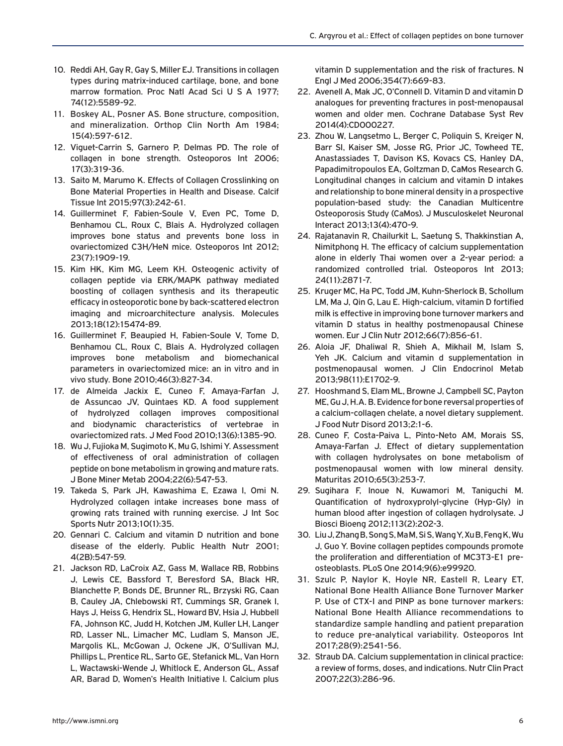10. Reddi AH, Gay R, Gay S, Miller EJ. Transitions in collagen types during matrix-induced cartilage, bone, and bone marrow formation. Proc Natl Acad Sci U S A 1977; 74(12):5589-92.
11. Boskey AL, Posner AS. Bone structure, composition, and mineralization. Orthop Clin North Am 1984; 15(4):597-612.
12. Viguet-Carrin S, Garnero P, Delmas PD. The role of collagen in bone strength. Osteoporos Int 2006; 17(3):319-36.
13. Saito M, Marumo K. Effects of Collagen Crosslinking on Bone Material Properties in Health and Disease. Calcif Tissue Int 2015;97(3):242-61.
14. Guillerminet F, Fabien-Soule V, Even PC, Tome D, Benhamou CL, Roux C, Blais A. Hydrolyzed collagen improves bone status and prevents bone loss in ovariectomized C3H/HeN mice. Osteoporos Int 2012; 23(7):1909-19.
15. Kim HK, Kim MG, Leem KH. Osteogenic activity of collagen peptide via ERK/MAPK pathway mediated boosting of collagen synthesis and its therapeutic efficacy in osteoporotic bone by back-scattered electron imaging and microarchitecture analysis. Molecules 2013;18(12):15474-89.
16. Guillerminet F, Beaupied H, Fabien-Soule V, Tome D, Benhamou CL, Roux C, Blais A. Hydrolyzed collagen improves bone metabolism and biomechanical parameters in ovariectomized mice: an in vitro and in vivo study. Bone 2010;46(3):827-34.
17. de Almeida Jackix E, Cuneo F, Amaya-Farfan J, de Assuncao JV, Quintaes KD. A food supplement of hydrolyzed collagen improves compositional and biodynamic characteristics of vertebrae in ovariectomized rats. J Med Food 2010;13(6):1385-90.
18. Wu J, Fujioka M, Sugimoto K, Mu G, Ishimi Y. Assessment of effectiveness of oral administration of collagen peptide on bone metabolism in growing and mature rats. J Bone Miner Metab 2004;22(6):547-53.
19. Takeda S, Park JH, Kawashima E, Ezawa I, Omi N. Hydrolyzed collagen intake increases bone mass of growing rats trained with running exercise. J Int Soc Sports Nutr 2013;10(1):35.
20. Gennari C. Calcium and vitamin D nutrition and bone disease of the elderly. Public Health Nutr 2001; 4(2B):547-59.
21. Jackson RD, LaCroix AZ, Gass M, Wallace RB, Robbins J, Lewis CE, Bassford T, Beresford SA, Black HR, Blanchette P, Bonds DE, Brunner RL, Brzyski RG, Caan B, Cauley JA, Chlebowski RT, Cummings SR, Granek I, Hays J, Heiss G, Hendrix SL, Howard BV, Hsia J, Hubbell FA, Johnson KC, Judd H, Kotchen JM, Kuller LH, Langer RD, Lasser NL, Limacher MC, Ludlam S, Manson JE, Margolis KL, McGowan J, Ockene JK, O'Sullivan MJ, Phillips L, Prentice RL, Sarto GE, Stefanick ML, Van Horn L, Wactawski-Wende J, Whitlock E, Anderson GL, Assaf AR, Barad D, Women's Health Initiative I. Calcium plus vitamin D supplementation and the risk of fractures. N Engl J Med 2006;354(7):669-83.
22. Avenell A, Mak JC, O'Connell D. Vitamin D and vitamin D analogues for preventing fractures in post-menopausal women and older men. Cochrane Database Syst Rev 2014(4):CD000227.
23. Zhou W, Langsetmo L, Berger C, Poliquin S, Kreiger N, Barr SI, Kaiser SM, Josse RG, Prior JC, Towheed TE, Anastassiades T, Davison KS, Kovacs CS, Hanley DA, Papadimitropoulos EA, Goltzman D, CaMos Research G. Longitudinal changes in calcium and vitamin D intakes and relationship to bone mineral density in a prospective population-based study: the Canadian Multicentre Osteoporosis Study (CaMos). J Musculoskelet Neuronal Interact 2013;13(4):470-9.
24. Rajatanavin R, Chailurkit L, Saetung S, Thakkinstian A, Nimitphong H. The efficacy of calcium supplementation alone in elderly Thai women over a 2-year period: a randomized controlled trial. Osteoporos Int 2013; 24(11):2871-7.
25. Kruger MC, Ha PC, Todd JM, Kuhn-Sherlock B, Schollum LM, Ma J, Qin G, Lau E. High-calcium, vitamin D fortified milk is effective in improving bone turnover markers and vitamin D status in healthy postmenopausal Chinese women. Eur J Clin Nutr 2012;66(7):856-61.
26. Aloia JF, Dhaliwal R, Shieh A, Mikhail M, Islam S, Yeh JK. Calcium and vitamin d supplementation in postmenopausal women. J Clin Endocrinol Metab 2013;98(11):E1702-9.
27. Hooshmand S, Elam ML, Browne J, Campbell SC, Payton ME, Gu J, H.A. B. Evidence for bone reversal properties of a calcium-collagen chelate, a novel dietary supplement. J Food Nutr Disord 2013;2:1-6.
28. Cuneo F, Costa-Paiva L, Pinto-Neto AM, Morais SS, Amaya-Farfan J. Effect of dietary supplementation with collagen hydrolysates on bone metabolism of postmenopausal women with low mineral density. Maturitas 2010;65(3):253-7.
29. Sugihara F, Inoue N, Kuwamori M, Taniguchi M. Quantification of hydroxyprolyl-glycine (Hyp-Gly) in human blood after ingestion of collagen hydrolysate. J Biosci Bioeng 2012;113(2):202-3.
30. Liu J, Zhang B, Song S, Ma M, Si S, Wang Y, Xu B, Feng K, Wu J, Guo Y. Bovine collagen peptides compounds promote the proliferation and differentiation of MC3T3-E1 pre-osteoblasts. PLoS One 2014;9(6):e99920.
31. Szulc P, Naylor K, Hoyle NR, Eastell R, Leary ET, National Bone Health Alliance Bone Turnover Marker P. Use of CTX-I and PINP as bone turnover markers: National Bone Health Alliance recommendations to standardize sample handling and patient preparation to reduce pre-analytical variability. Osteoporos Int 2017;28(9):2541-56.
32. Straub DA. Calcium supplementation in clinical practice: a review of forms, doses, and indications. Nutr Clin Pract 2007;22(3):286-96.